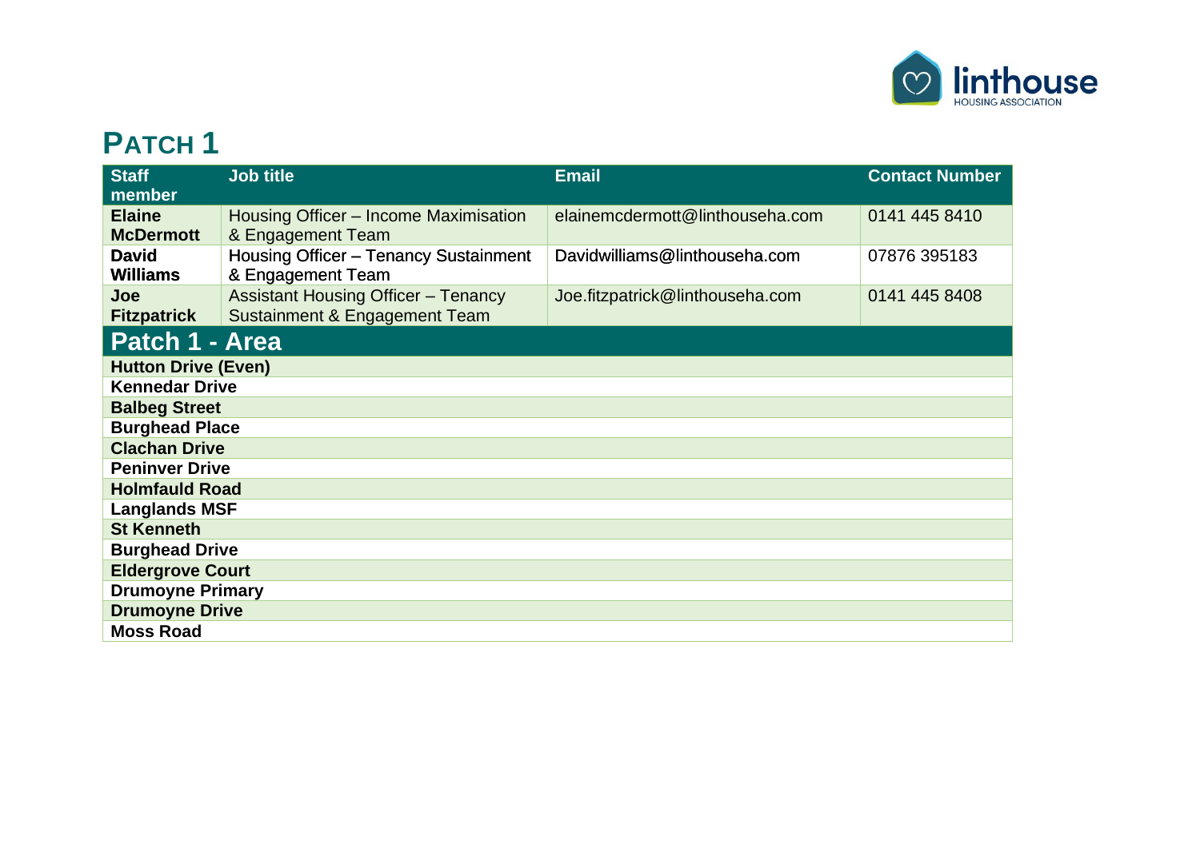# PATCH 1

| Staff member | Job title | Email | Contact Number |
|---|---|---|---|
| **Elaine McDermott** | Housing Officer – Income Maximisation & Engagement Team | elainemcdermott@linthouseha.com | 0141 445 8410 |
| **David Williams** | Housing Officer – Tenancy Sustainment & Engagement Team | Davidwilliams@linthouseha.com | 07876 395183 |
| **Joe Fitzpatrick** | Assistant Housing Officer – Tenancy Sustainment & Engagement Team | Joe.fitzpatrick@linthouseha.com | 0141 445 8408 |

| Patch 1 - Area |
|---|
| **Hutton Drive (Even)** |
| **Kennedar Drive** |
| **Balbeg Street** |
| **Burghead Place** |
| **Clachan Drive** |
| **Peninver Drive** |
| **Holmfauld Road** |
| **Langlands MSF** |
| **St Kenneth** |
| **Burghead Drive** |
| **Eldergrove Court** |
| **Drumoyne Primary** |
| **Drumoyne Drive** |
| **Moss Road** |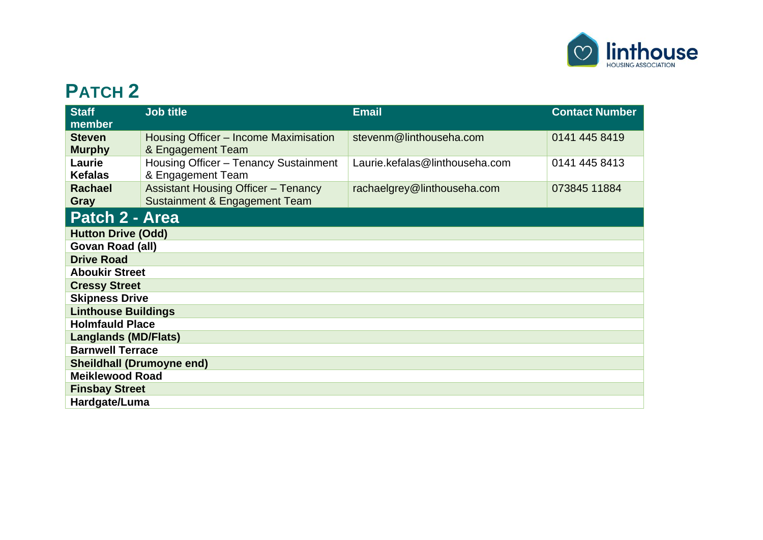## PATCH 2

| Staff member | Job title | Email | Contact Number |
|---|---|---|---|
| **Steven Murphy** | Housing Officer – Income Maximisation & Engagement Team | stevenm@linthouseha.com | 0141 445 8419 |
| **Laurie Kefalas** | Housing Officer – Tenancy Sustainment & Engagement Team | Laurie.kefalas@linthouseha.com | 0141 445 8413 |
| **Rachael Gray** | Assistant Housing Officer – Tenancy Sustainment & Engagement Team | rachaelgrey@linthouseha.com | 073845 11884 |

| Patch 2 - Area |
|---|
| **Hutton Drive (Odd)** |
| **Govan Road (all)** |
| **Drive Road** |
| **Aboukir Street** |
| **Cressy Street** |
| **Skipness Drive** |
| **Linthouse Buildings** |
| **Holmfauld Place** |
| **Langlands (MD/Flats)** |
| **Barnwell Terrace** |
| **Sheildhall (Drumoyne end)** |
| **Meiklewood Road** |
| **Finsbay Street** |
| **Hardgate/Luma** |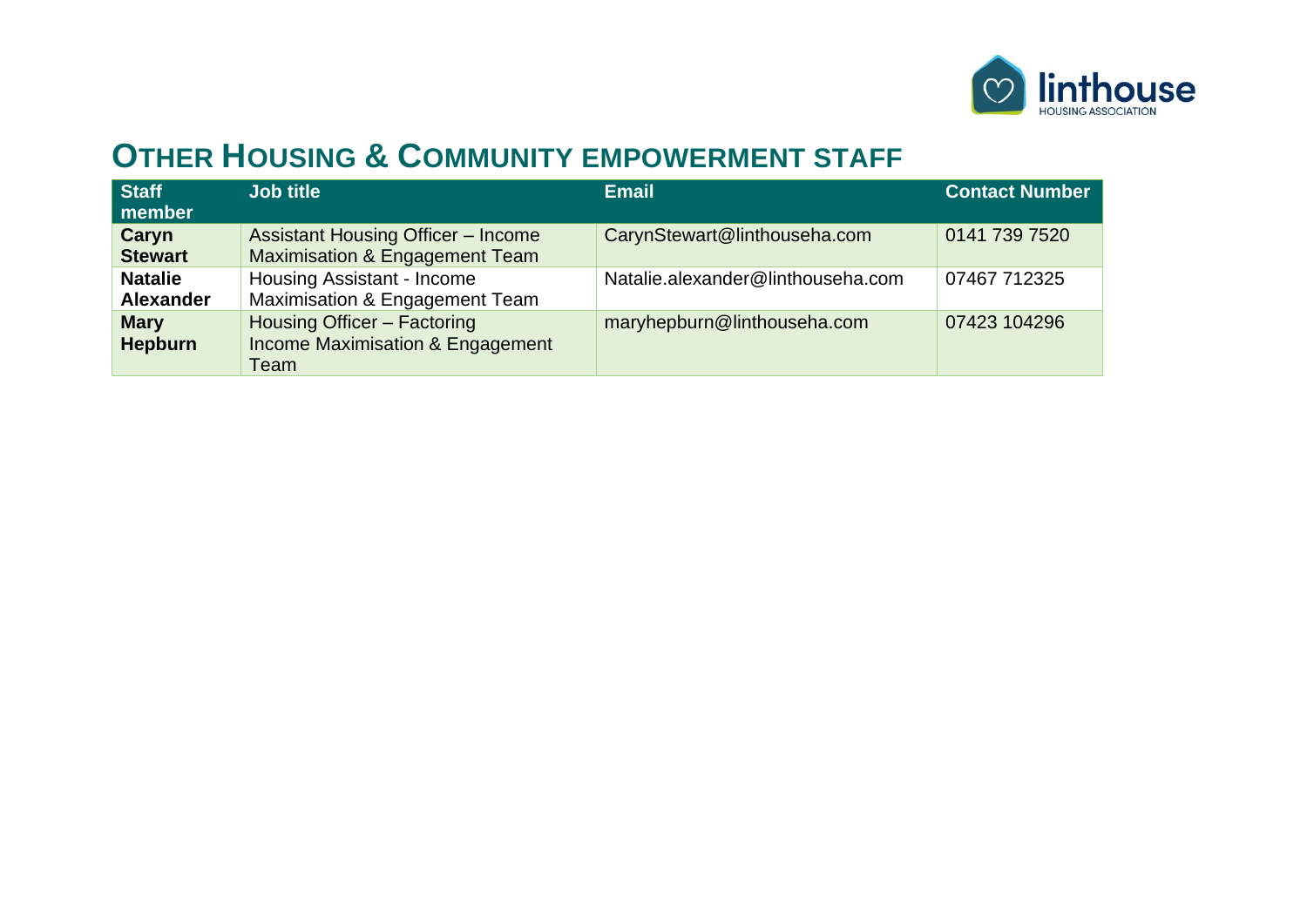# OTHER HOUSING & COMMUNITY EMPOWERMENT STAFF

| Staff member | Job title | Email | Contact Number |
|---|---|---|---|
| **Caryn Stewart** | Assistant Housing Officer – Income Maximisation & Engagement Team | CarynStewart@linthouseha.com | 0141 739 7520 |
| **Natalie Alexander** | Housing Assistant - Income Maximisation & Engagement Team | Natalie.alexander@linthouseha.com | 07467 712325 |
| **Mary Hepburn** | Housing Officer – Factoring Income Maximisation & Engagement Team | maryhepburn@linthouseha.com | 07423 104296 |